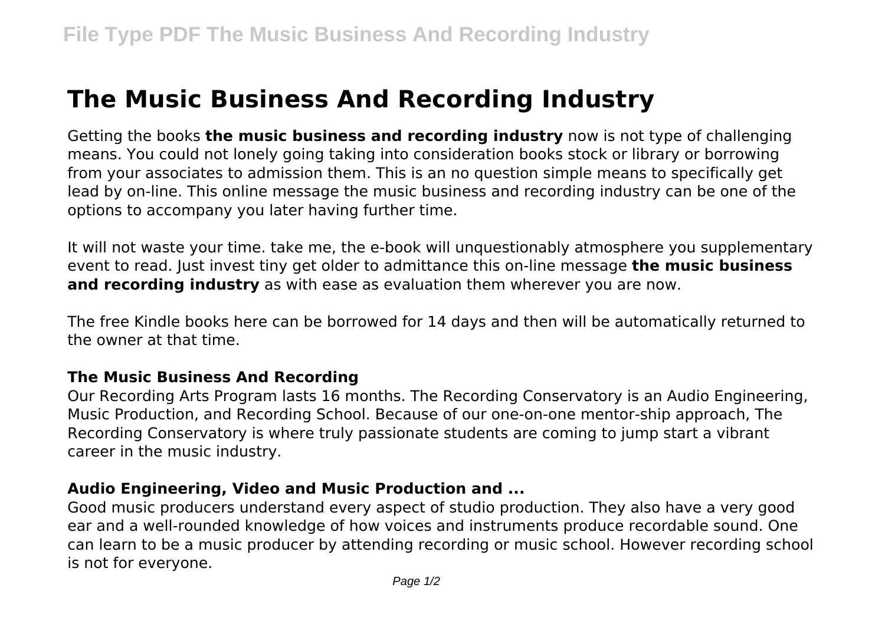# The Music Business And Recording Industry

Getting the books **the music business and recording industry** now is not type of challenging means. You could not lonely going taking into consideration books stock or library or borrowing from your associates to admission them. This is an no question simple means to specifically get lead by on-line. This online message the music business and recording industry can be one of the options to accompany you later having further time.

It will not waste your time. take me, the e-book will unquestionably atmosphere you supplementary event to read. Just invest tiny get older to admittance this on-line message **the music business and recording industry** as with ease as evaluation them wherever you are now.

The free Kindle books here can be borrowed for 14 days and then will be automatically returned to the owner at that time.

### The Music Business And Recording

Our Recording Arts Program lasts 16 months. The Recording Conservatory is an Audio Engineering, Music Production, and Recording School. Because of our one-on-one mentor-ship approach, The Recording Conservatory is where truly passionate students are coming to jump start a vibrant career in the music industry.

### Audio Engineering, Video and Music Production and ...

Good music producers understand every aspect of studio production. They also have a very good ear and a well-rounded knowledge of how voices and instruments produce recordable sound. One can learn to be a music producer by attending recording or music school. However recording school is not for everyone.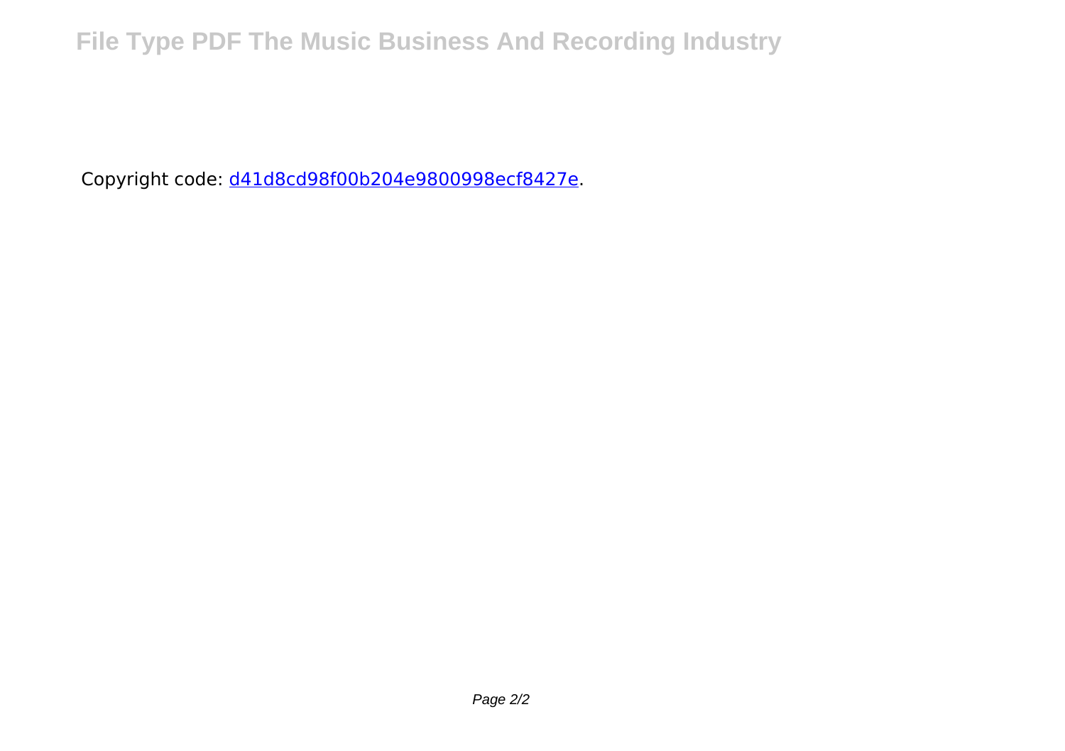Copyright code: [d41d8cd98f00b204e9800998ecf8427e](d41d8cd98f00b204e9800998ecf8427e).